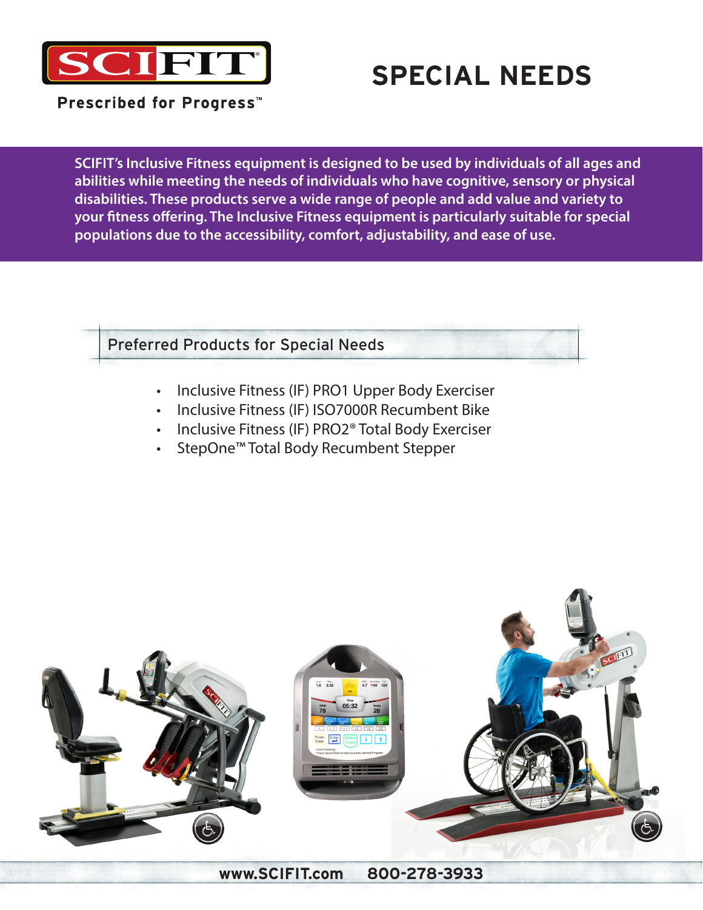# SCIFIT

Prescribed for Progress™

# SPECIAL NEEDS

**SCIFIT's Inclusive Fitness equipment is designed to be used by individuals of all ages and abilities while meeting the needs of individuals who have cognitive, sensory or physical disabilities. These products serve a wide range of people and add value and variety to your fitness offering. The Inclusive Fitness equipment is particularly suitable for special populations due to the accessibility, comfort, adjustability, and ease of use.**

## Preferred Products for Special Needs

- Inclusive Fitness (IF) PRO1 Upper Body Exerciser
- Inclusive Fitness (IF) ISO7000R Recumbent Bike
- Inclusive Fitness (IF) PRO2® Total Body Exerciser
- StepOne™ Total Body Recumbent Stepper

**www.SCIFIT.com    800-278-3933**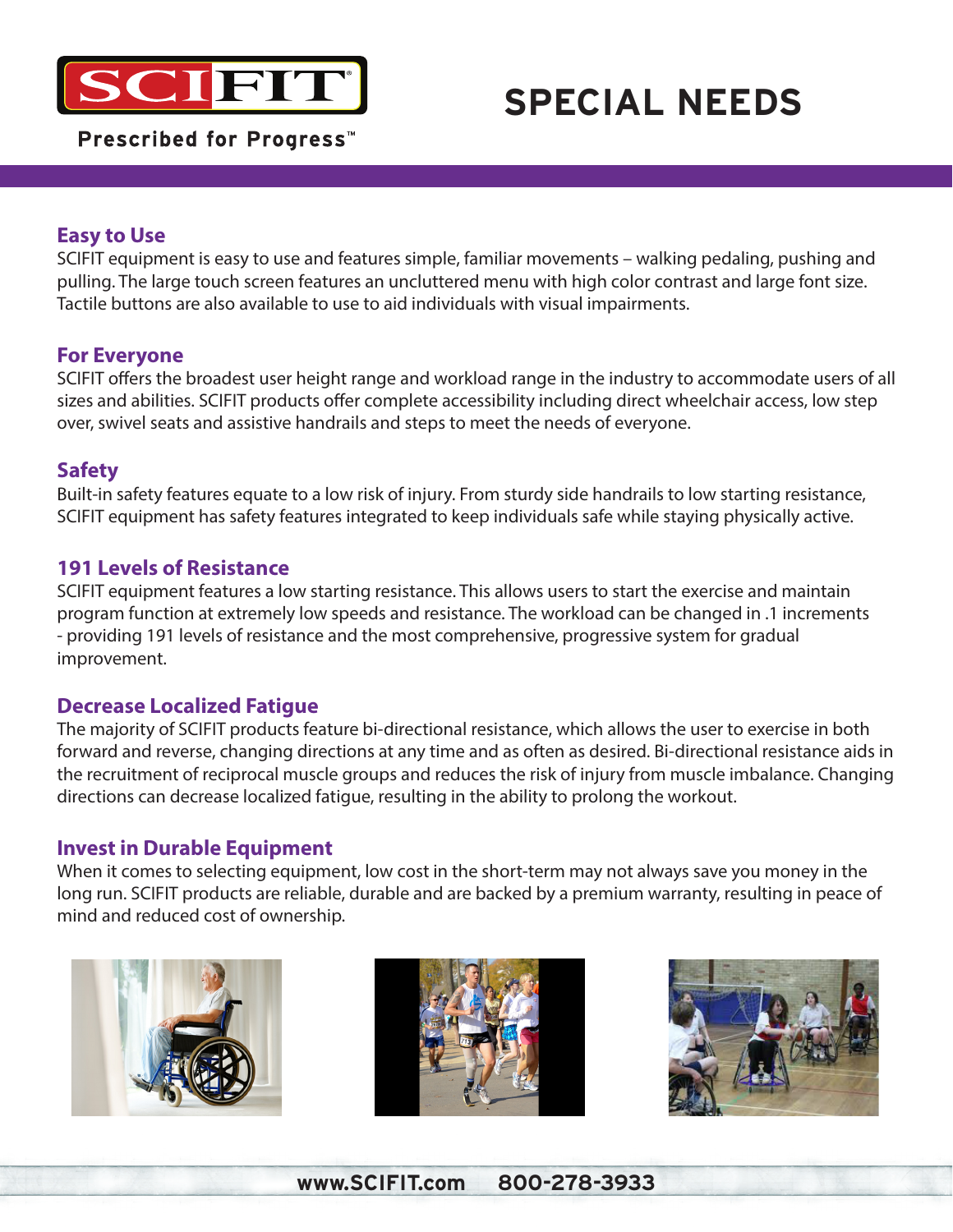# SPECIAL NEEDS

## Easy to Use

SCIFIT equipment is easy to use and features simple, familiar movements – walking pedaling, pushing and pulling. The large touch screen features an uncluttered menu with high color contrast and large font size. Tactile buttons are also available to use to aid individuals with visual impairments.

## For Everyone

SCIFIT offers the broadest user height range and workload range in the industry to accommodate users of all sizes and abilities. SCIFIT products offer complete accessibility including direct wheelchair access, low step over, swivel seats and assistive handrails and steps to meet the needs of everyone.

## Safety

Built-in safety features equate to a low risk of injury. From sturdy side handrails to low starting resistance, SCIFIT equipment has safety features integrated to keep individuals safe while staying physically active.

## 191 Levels of Resistance

SCIFIT equipment features a low starting resistance. This allows users to start the exercise and maintain program function at extremely low speeds and resistance. The workload can be changed in .1 increments - providing 191 levels of resistance and the most comprehensive, progressive system for gradual improvement.

## Decrease Localized Fatigue

The majority of SCIFIT products feature bi-directional resistance, which allows the user to exercise in both forward and reverse, changing directions at any time and as often as desired. Bi-directional resistance aids in the recruitment of reciprocal muscle groups and reduces the risk of injury from muscle imbalance. Changing directions can decrease localized fatigue, resulting in the ability to prolong the workout.

## Invest in Durable Equipment

When it comes to selecting equipment, low cost in the short-term may not always save you money in the long run. SCIFIT products are reliable, durable and are backed by a premium warranty, resulting in peace of mind and reduced cost of ownership.

www.SCIFIT.com 800-278-3933